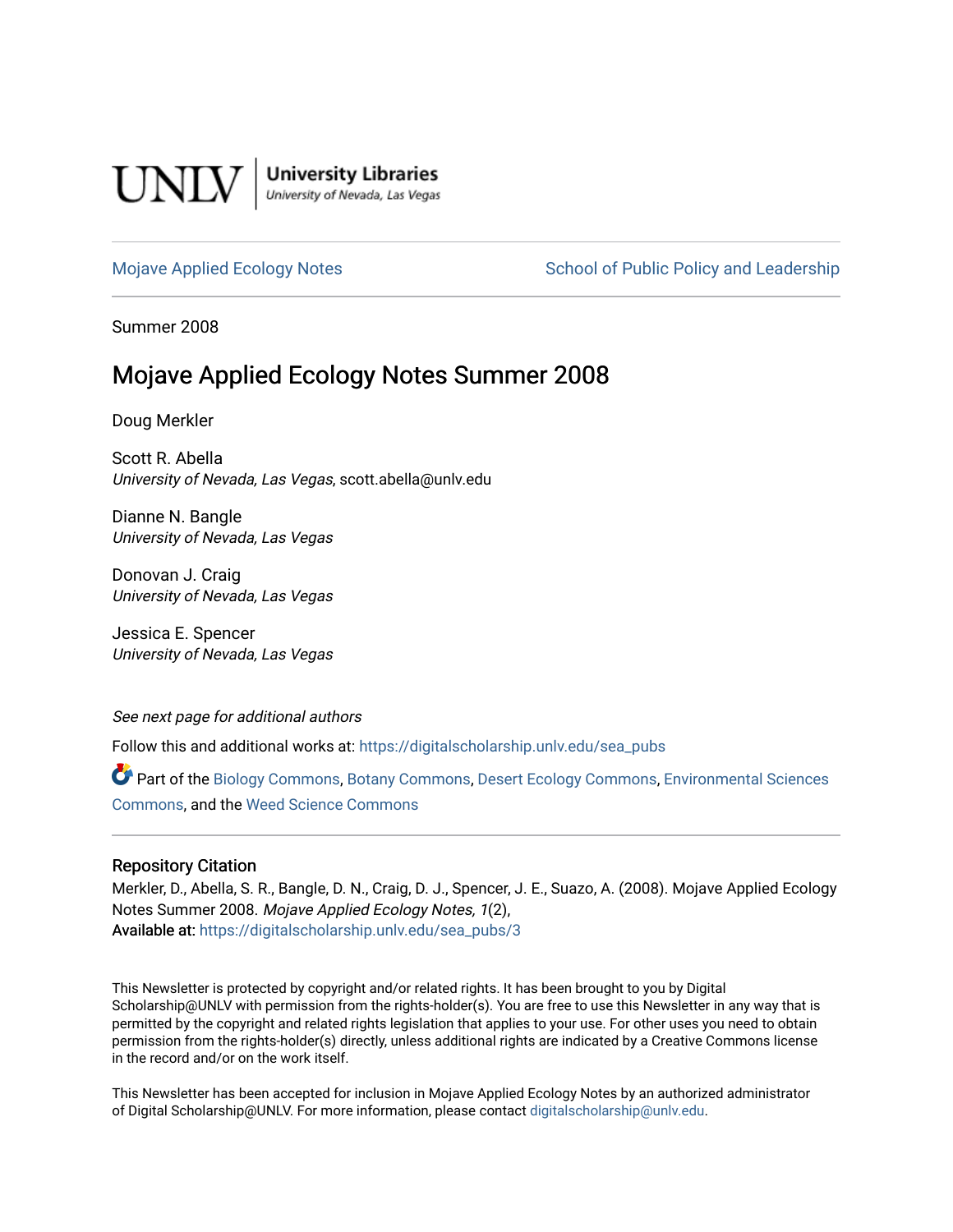UNLV | University Libraries
University of Nevada, Las Vegas

Mojave Applied Ecology Notes    School of Public Policy and Leadership

Summer 2008

# Mojave Applied Ecology Notes Summer 2008

Doug Merkler

Scott R. Abella
*University of Nevada, Las Vegas*, scott.abella@unlv.edu

Dianne N. Bangle
*University of Nevada, Las Vegas*

Donovan J. Craig
*University of Nevada, Las Vegas*

Jessica E. Spencer
*University of Nevada, Las Vegas*

*See next page for additional authors*

Follow this and additional works at: https://digitalscholarship.unlv.edu/sea_pubs

Part of the Biology Commons, Botany Commons, Desert Ecology Commons, Environmental Sciences Commons, and the Weed Science Commons

## Repository Citation

Merkler, D., Abella, S. R., Bangle, D. N., Craig, D. J., Spencer, J. E., Suazo, A. (2008). Mojave Applied Ecology Notes Summer 2008. *Mojave Applied Ecology Notes, 1*(2),
Available at: https://digitalscholarship.unlv.edu/sea_pubs/3

This Newsletter is protected by copyright and/or related rights. It has been brought to you by Digital Scholarship@UNLV with permission from the rights-holder(s). You are free to use this Newsletter in any way that is permitted by the copyright and related rights legislation that applies to your use. For other uses you need to obtain permission from the rights-holder(s) directly, unless additional rights are indicated by a Creative Commons license in the record and/or on the work itself.

This Newsletter has been accepted for inclusion in Mojave Applied Ecology Notes by an authorized administrator of Digital Scholarship@UNLV. For more information, please contact digitalscholarship@unlv.edu.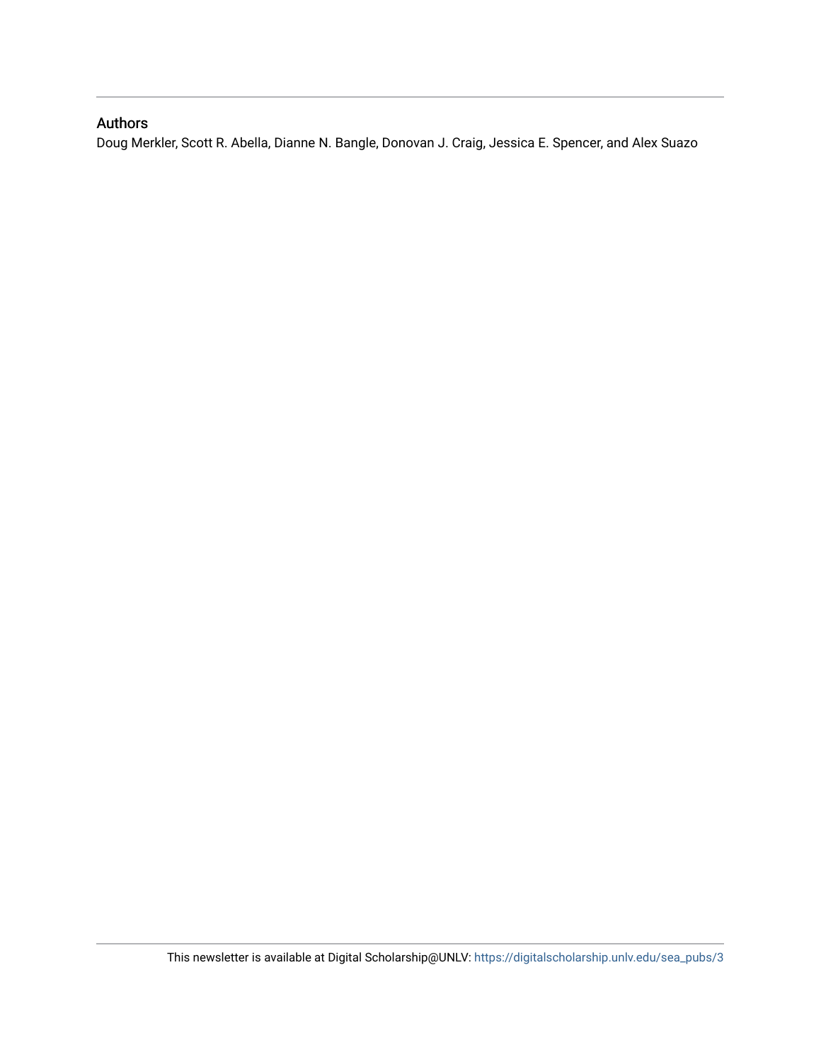## Authors

Doug Merkler, Scott R. Abella, Dianne N. Bangle, Donovan J. Craig, Jessica E. Spencer, and Alex Suazo

This newsletter is available at Digital Scholarship@UNLV: https://digitalscholarship.unlv.edu/sea_pubs/3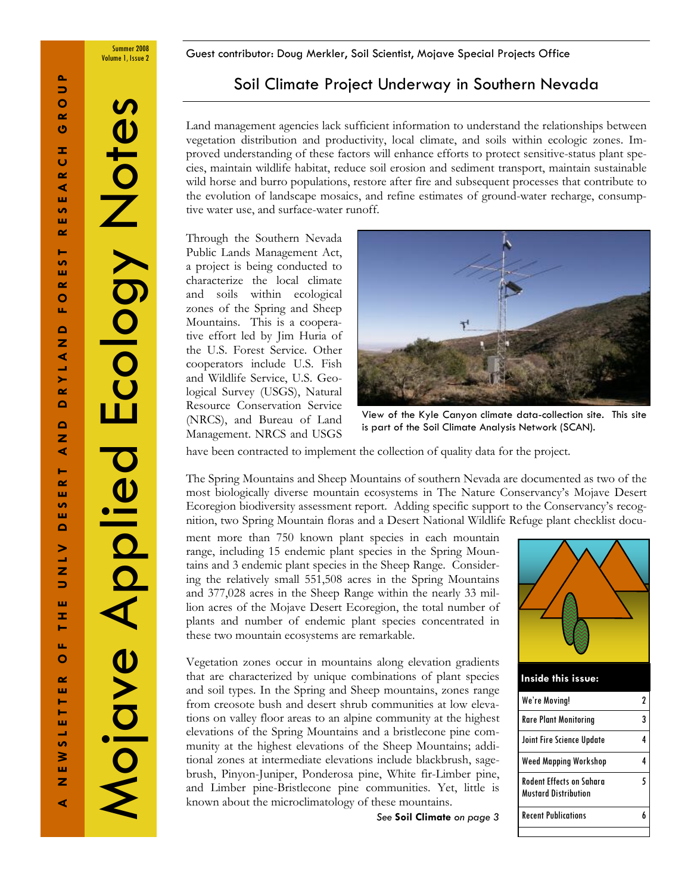# Mojave Applied Ecology Notes

A NEWSLETTER OF THE UNLV DESERT AND DRYLAND FOREST RESEARCH GROUP

Summer 2008
Volume 1, Issue 2

Guest contributor: Doug Merkler, Soil Scientist, Mojave Special Projects Office

## Soil Climate Project Underway in Southern Nevada

Land management agencies lack sufficient information to understand the relationships between vegetation distribution and productivity, local climate, and soils within ecologic zones. Improved understanding of these factors will enhance efforts to protect sensitive-status plant species, maintain wildlife habitat, reduce soil erosion and sediment transport, maintain sustainable wild horse and burro populations, restore after fire and subsequent processes that contribute to the evolution of landscape mosaics, and refine estimates of ground-water recharge, consumptive water use, and surface-water runoff.

Through the Southern Nevada Public Lands Management Act, a project is being conducted to characterize the local climate and soils within ecological zones of the Spring and Sheep Mountains. This is a cooperative effort led by Jim Huria of the U.S. Forest Service. Other cooperators include U.S. Fish and Wildlife Service, U.S. Geological Survey (USGS), Natural Resource Conservation Service (NRCS), and Bureau of Land Management. NRCS and USGS have been contracted to implement the collection of quality data for the project.

View of the Kyle Canyon climate data-collection site. This site is part of the Soil Climate Analysis Network (SCAN).

The Spring Mountains and Sheep Mountains of southern Nevada are documented as two of the most biologically diverse mountain ecosystems in The Nature Conservancy's Mojave Desert Ecoregion biodiversity assessment report. Adding specific support to the Conservancy's recognition, two Spring Mountain floras and a Desert National Wildlife Refuge plant checklist document more than 750 known plant species in each mountain range, including 15 endemic plant species in the Spring Mountains and 3 endemic plant species in the Sheep Range. Considering the relatively small 551,508 acres in the Spring Mountains and 377,028 acres in the Sheep Range within the nearly 33 million acres of the Mojave Desert Ecoregion, the total number of plants and number of endemic plant species concentrated in these two mountain ecosystems are remarkable.

Vegetation zones occur in mountains along elevation gradients that are characterized by unique combinations of plant species and soil types. In the Spring and Sheep mountains, zones range from creosote bush and desert shrub communities at low elevations on valley floor areas to an alpine community at the highest elevations of the Spring Mountains and a bristlecone pine community at the highest elevations of the Sheep Mountains; additional zones at intermediate elevations include blackbrush, sagebrush, Pinyon-Juniper, Ponderosa pine, White fir-Limber pine, and Limber pine-Bristlecone pine communities. Yet, little is known about the microclimatology of these mountains.

*See* **Soil Climate** *on page 3*

**Inside this issue:**

| | |
|---|---|
| We're Moving! | 2 |
| Rare Plant Monitoring | 3 |
| Joint Fire Science Update | 4 |
| Weed Mapping Workshop | 4 |
| Rodent Effects on Sahara Mustard Distribution | 5 |
| Recent Publications | 6 |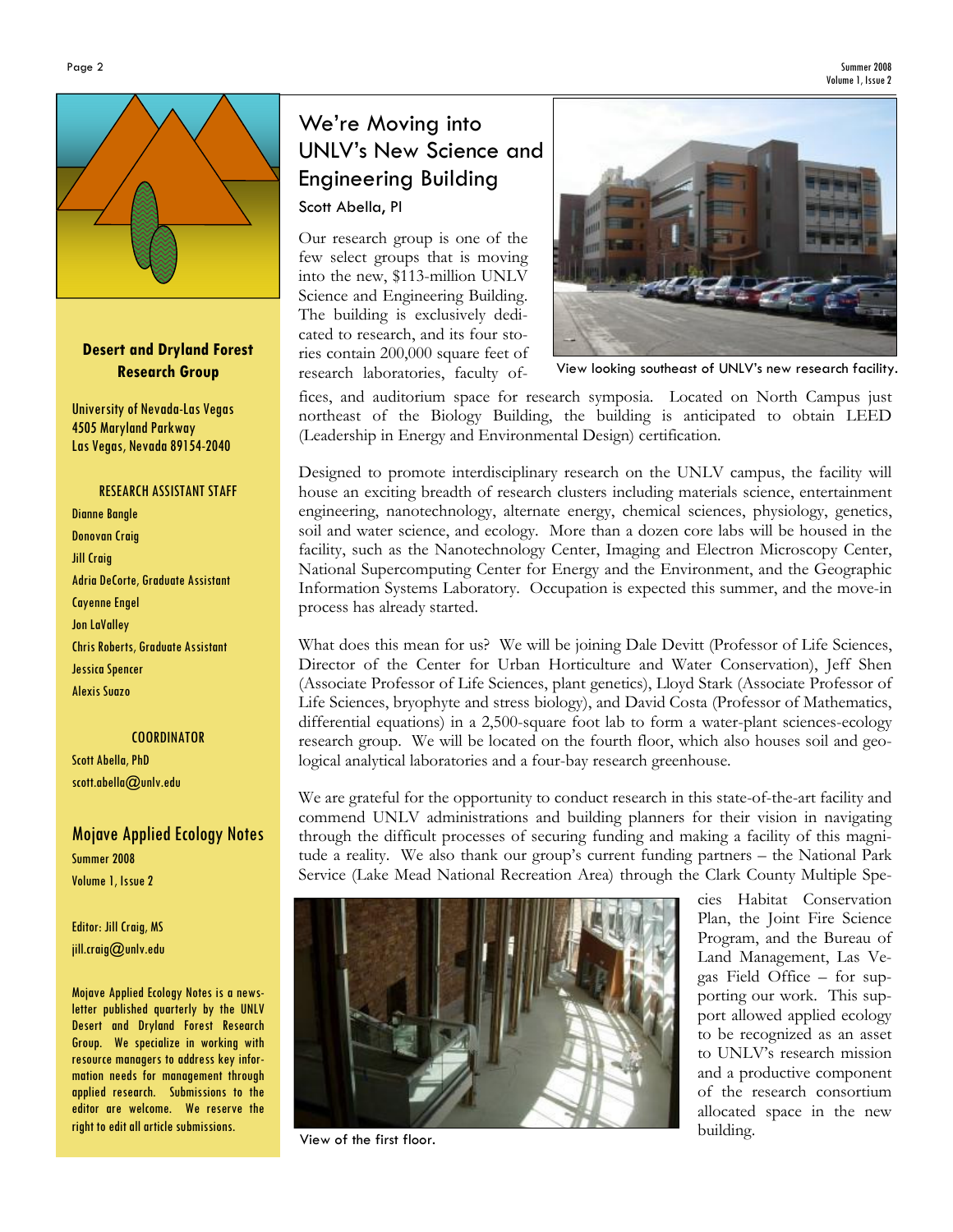**Desert and Dryland Forest Research Group**

University of Nevada-Las Vegas
4505 Maryland Parkway
Las Vegas, Nevada 89154-2040

RESEARCH ASSISTANT STAFF

Dianne Bangle
Donovan Craig
Jill Craig
Adria DeCorte, Graduate Assistant
Cayenne Engel
Jon LaValley
Chris Roberts, Graduate Assistant
Jessica Spencer
Alexis Suazo

COORDINATOR

Scott Abella, PhD
scott.abella@unlv.edu

**Mojave Applied Ecology Notes**

Summer 2008
Volume 1, Issue 2

Editor: Jill Craig, MS
jill.craig@unlv.edu

Mojave Applied Ecology Notes is a newsletter published quarterly by the UNLV Desert and Dryland Forest Research Group. We specialize in working with resource managers to address key information needs for management through applied research. Submissions to the editor are welcome. We reserve the right to edit all article submissions.

## We're Moving into UNLV's New Science and Engineering Building

Scott Abella, PI

Our research group is one of the few select groups that is moving into the new, $113-million UNLV Science and Engineering Building. The building is exclusively dedicated to research, and its four stories contain 200,000 square feet of research laboratories, faculty offices, and auditorium space for research symposia. Located on North Campus just northeast of the Biology Building, the building is anticipated to obtain LEED (Leadership in Energy and Environmental Design) certification.

View looking southeast of UNLV's new research facility.

Designed to promote interdisciplinary research on the UNLV campus, the facility will house an exciting breadth of research clusters including materials science, entertainment engineering, nanotechnology, alternate energy, chemical sciences, physiology, genetics, soil and water science, and ecology. More than a dozen core labs will be housed in the facility, such as the Nanotechnology Center, Imaging and Electron Microscopy Center, National Supercomputing Center for Energy and the Environment, and the Geographic Information Systems Laboratory. Occupation is expected this summer, and the move-in process has already started.

What does this mean for us? We will be joining Dale Devitt (Professor of Life Sciences, Director of the Center for Urban Horticulture and Water Conservation), Jeff Shen (Associate Professor of Life Sciences, plant genetics), Lloyd Stark (Associate Professor of Life Sciences, bryophyte and stress biology), and David Costa (Professor of Mathematics, differential equations) in a 2,500-square foot lab to form a water-plant sciences-ecology research group. We will be located on the fourth floor, which also houses soil and geological analytical laboratories and a four-bay research greenhouse.

We are grateful for the opportunity to conduct research in this state-of-the-art facility and commend UNLV administrations and building planners for their vision in navigating through the difficult processes of securing funding and making a facility of this magnitude a reality. We also thank our group's current funding partners – the National Park Service (Lake Mead National Recreation Area) through the Clark County Multiple Species Habitat Conservation Plan, the Joint Fire Science Program, and the Bureau of Land Management, Las Vegas Field Office – for supporting our work. This support allowed applied ecology to be recognized as an asset to UNLV's research mission and a productive component of the research consortium allocated space in the new building.

View of the first floor.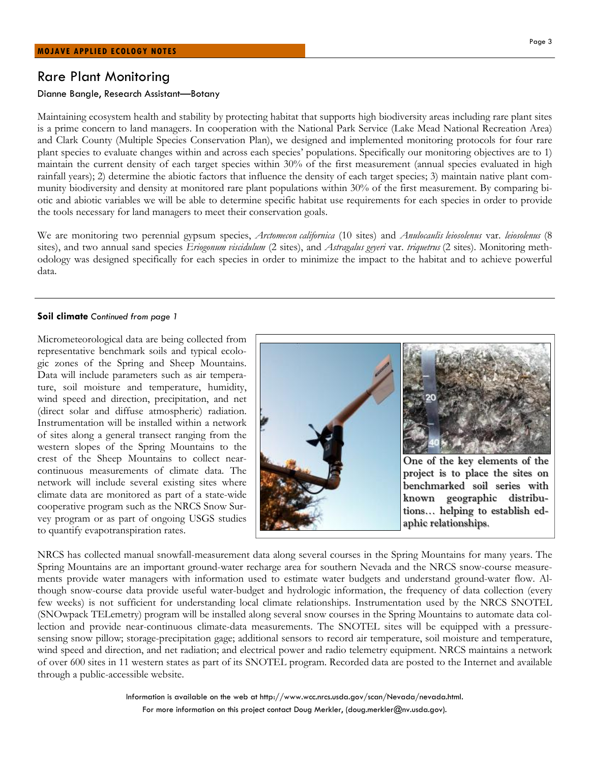## Rare Plant Monitoring

Dianne Bangle, Research Assistant—Botany

Maintaining ecosystem health and stability by protecting habitat that supports high biodiversity areas including rare plant sites is a prime concern to land managers. In cooperation with the National Park Service (Lake Mead National Recreation Area) and Clark County (Multiple Species Conservation Plan), we designed and implemented monitoring protocols for four rare plant species to evaluate changes within and across each species' populations. Specifically our monitoring objectives are to 1) maintain the current density of each target species within 30% of the first measurement (annual species evaluated in high rainfall years); 2) determine the abiotic factors that influence the density of each target species; 3) maintain native plant community biodiversity and density at monitored rare plant populations within 30% of the first measurement. By comparing biotic and abiotic variables we will be able to determine specific habitat use requirements for each species in order to provide the tools necessary for land managers to meet their conservation goals.

We are monitoring two perennial gypsum species, *Arctomecon californica* (10 sites) and *Anulocaulis leiosolenus* var. *leiosolenus* (8 sites), and two annual sand species *Eriogonum viscidulum* (2 sites), and *Astragalus geyeri* var. *triquetrus* (2 sites). Monitoring methodology was designed specifically for each species in order to minimize the impact to the habitat and to achieve powerful data.

**Soil climate** *Continued from page 1*

Micrometeorological data are being collected from representative benchmark soils and typical ecologic zones of the Spring and Sheep Mountains. Data will include parameters such as air temperature, soil moisture and temperature, humidity, wind speed and direction, precipitation, and net (direct solar and diffuse atmospheric) radiation. Instrumentation will be installed within a network of sites along a general transect ranging from the western slopes of the Spring Mountains to the crest of the Sheep Mountains to collect near-continuous measurements of climate data. The network will include several existing sites where climate data are monitored as part of a state-wide cooperative program such as the NRCS Snow Survey program or as part of ongoing USGS studies to quantify evapotranspiration rates.

**One of the key elements of the project is to place the sites on benchmarked soil series with known geographic distributions… helping to establish edaphic relationships.**

NRCS has collected manual snowfall-measurement data along several courses in the Spring Mountains for many years. The Spring Mountains are an important ground-water recharge area for southern Nevada and the NRCS snow-course measurements provide water managers with information used to estimate water budgets and understand ground-water flow. Although snow-course data provide useful water-budget and hydrologic information, the frequency of data collection (every few weeks) is not sufficient for understanding local climate relationships. Instrumentation used by the NRCS SNOTEL (SNOwpack TELemetry) program will be installed along several snow courses in the Spring Mountains to automate data collection and provide near-continuous climate-data measurements. The SNOTEL sites will be equipped with a pressure-sensing snow pillow; storage-precipitation gage; additional sensors to record air temperature, soil moisture and temperature, wind speed and direction, and net radiation; and electrical power and radio telemetry equipment. NRCS maintains a network of over 600 sites in 11 western states as part of its SNOTEL program. Recorded data are posted to the Internet and available through a public-accessible website.

Information is available on the web at http://www.wcc.nrcs.usda.gov/scan/Nevada/nevada.html.

For more information on this project contact Doug Merkler, (doug.merkler@nv.usda.gov).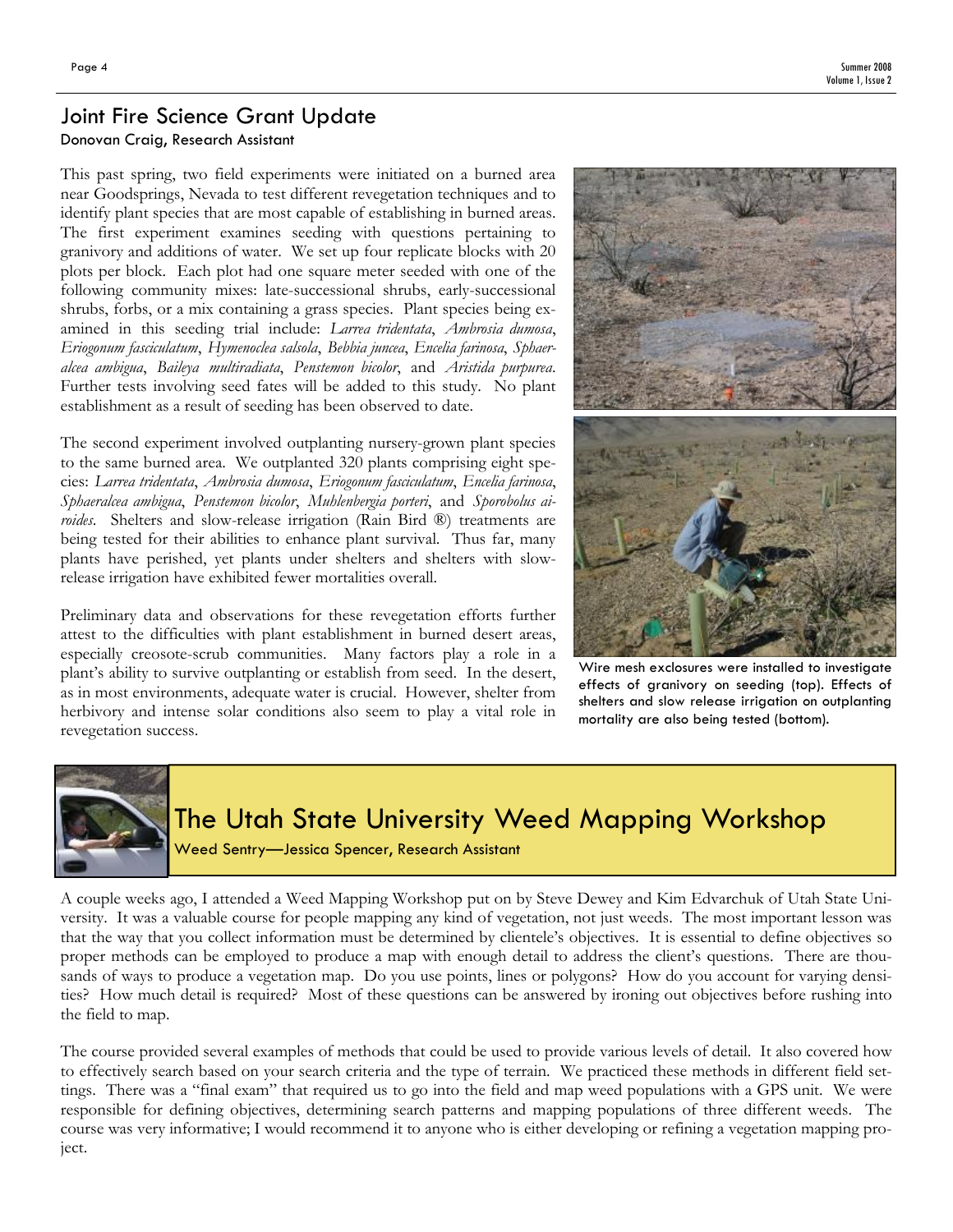## Joint Fire Science Grant Update

Donovan Craig, Research Assistant

This past spring, two field experiments were initiated on a burned area near Goodsprings, Nevada to test different revegetation techniques and to identify plant species that are most capable of establishing in burned areas. The first experiment examines seeding with questions pertaining to granivory and additions of water. We set up four replicate blocks with 20 plots per block. Each plot had one square meter seeded with one of the following community mixes: late-successional shrubs, early-successional shrubs, forbs, or a mix containing a grass species. Plant species being examined in this seeding trial include: *Larrea tridentata*, *Ambrosia dumosa*, *Eriogonum fasciculatum*, *Hymenoclea salsola*, *Bebbia juncea*, *Encelia farinosa*, *Sphaeralcea ambigua*, *Baileya multiradiata*, *Penstemon bicolor*, and *Aristida purpurea*. Further tests involving seed fates will be added to this study. No plant establishment as a result of seeding has been observed to date.

The second experiment involved outplanting nursery-grown plant species to the same burned area. We outplanted 320 plants comprising eight species: *Larrea tridentata*, *Ambrosia dumosa*, *Eriogonum fasciculatum*, *Encelia farinosa*, *Sphaeralcea ambigua*, *Penstemon bicolor*, *Muhlenbergia porteri*, and *Sporobolus airoides*. Shelters and slow-release irrigation (Rain Bird ®) treatments are being tested for their abilities to enhance plant survival. Thus far, many plants have perished, yet plants under shelters and shelters with slow-release irrigation have exhibited fewer mortalities overall.

Preliminary data and observations for these revegetation efforts further attest to the difficulties with plant establishment in burned desert areas, especially creosote-scrub communities. Many factors play a role in a plant's ability to survive outplanting or establish from seed. In the desert, as in most environments, adequate water is crucial. However, shelter from herbivory and intense solar conditions also seem to play a vital role in revegetation success.

Wire mesh exclosures were installed to investigate effects of granivory on seeding (top). Effects of shelters and slow release irrigation on outplanting mortality are also being tested (bottom).

## The Utah State University Weed Mapping Workshop

Weed Sentry—Jessica Spencer, Research Assistant

A couple weeks ago, I attended a Weed Mapping Workshop put on by Steve Dewey and Kim Edvarchuk of Utah State University. It was a valuable course for people mapping any kind of vegetation, not just weeds. The most important lesson was that the way that you collect information must be determined by clientele's objectives. It is essential to define objectives so proper methods can be employed to produce a map with enough detail to address the client's questions. There are thousands of ways to produce a vegetation map. Do you use points, lines or polygons? How do you account for varying densities? How much detail is required? Most of these questions can be answered by ironing out objectives before rushing into the field to map.

The course provided several examples of methods that could be used to provide various levels of detail. It also covered how to effectively search based on your search criteria and the type of terrain. We practiced these methods in different field settings. There was a "final exam" that required us to go into the field and map weed populations with a GPS unit. We were responsible for defining objectives, determining search patterns and mapping populations of three different weeds. The course was very informative; I would recommend it to anyone who is either developing or refining a vegetation mapping project.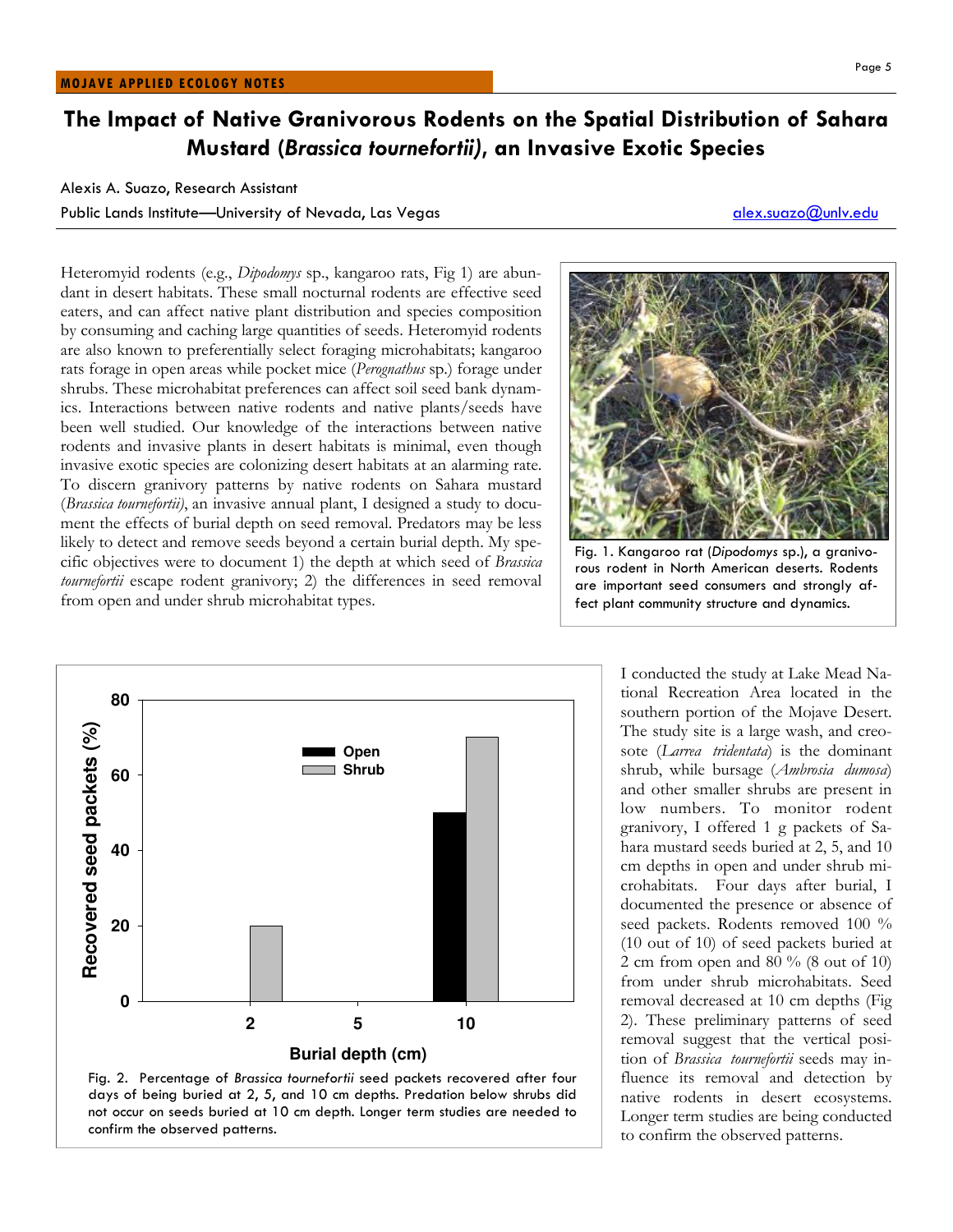# The Impact of Native Granivorous Rodents on the Spatial Distribution of Sahara Mustard (*Brassica tournefortii)*, an Invasive Exotic Species

Alexis A. Suazo, Research Assistant

Public Lands Institute—University of Nevada, Las Vegas alex.suazo@unlv.edu

Heteromyid rodents (e.g., *Dipodomys* sp., kangaroo rats, Fig 1) are abundant in desert habitats. These small nocturnal rodents are effective seed eaters, and can affect native plant distribution and species composition by consuming and caching large quantities of seeds. Heteromyid rodents are also known to preferentially select foraging microhabitats; kangaroo rats forage in open areas while pocket mice (*Perognathus* sp.) forage under shrubs. These microhabitat preferences can affect soil seed bank dynamics. Interactions between native rodents and native plants/seeds have been well studied. Our knowledge of the interactions between native rodents and invasive plants in desert habitats is minimal, even though invasive exotic species are colonizing desert habitats at an alarming rate. To discern granivory patterns by native rodents on Sahara mustard (*Brassica tournefortii)*, an invasive annual plant, I designed a study to document the effects of burial depth on seed removal. Predators may be less likely to detect and remove seeds beyond a certain burial depth. My specific objectives were to document 1) the depth at which seed of *Brassica tournefortii* escape rodent granivory; 2) the differences in seed removal from open and under shrub microhabitat types.

Fig. 1. Kangaroo rat (*Dipodomys* sp.), a granivorous rodent in North American deserts. Rodents are important seed consumers and strongly affect plant community structure and dynamics.

Fig. 2. Percentage of *Brassica tournefortii* seed packets recovered after four days of being buried at 2, 5, and 10 cm depths. Predation below shrubs did not occur on seeds buried at 10 cm depth. Longer term studies are needed to confirm the observed patterns.

I conducted the study at Lake Mead National Recreation Area located in the southern portion of the Mojave Desert. The study site is a large wash, and creosote (*Larrea tridentata*) is the dominant shrub, while bursage (*Ambrosia dumosa*) and other smaller shrubs are present in low numbers. To monitor rodent granivory, I offered 1 g packets of Sahara mustard seeds buried at 2, 5, and 10 cm depths in open and under shrub microhabitats. Four days after burial, I documented the presence or absence of seed packets. Rodents removed 100 % (10 out of 10) of seed packets buried at 2 cm from open and 80 % (8 out of 10) from under shrub microhabitats. Seed removal decreased at 10 cm depths (Fig 2). These preliminary patterns of seed removal suggest that the vertical position of *Brassica tournefortii* seeds may influence its removal and detection by native rodents in desert ecosystems. Longer term studies are being conducted to confirm the observed patterns.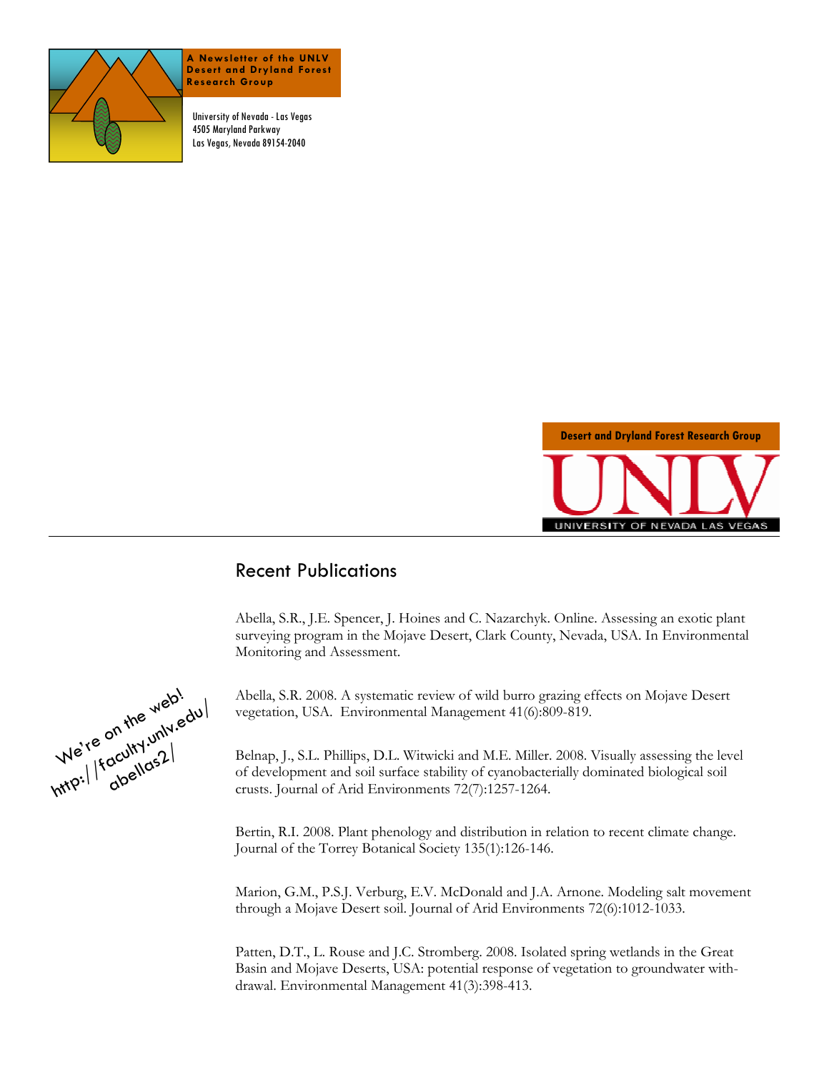A Newsletter of the UNLV Desert and Dryland Forest Research Group

University of Nevada - Las Vegas
4505 Maryland Parkway
Las Vegas, Nevada 89154-2040

Desert and Dryland Forest Research Group

UNLV

UNIVERSITY OF NEVADA LAS VEGAS

We're on the web! http://faculty.unlv.edu/abellas2/

## Recent Publications

Abella, S.R., J.E. Spencer, J. Hoines and C. Nazarchyk. Online. Assessing an exotic plant surveying program in the Mojave Desert, Clark County, Nevada, USA. In Environmental Monitoring and Assessment.

Abella, S.R. 2008. A systematic review of wild burro grazing effects on Mojave Desert vegetation, USA. Environmental Management 41(6):809-819.

Belnap, J., S.L. Phillips, D.L. Witwicki and M.E. Miller. 2008. Visually assessing the level of development and soil surface stability of cyanobacterially dominated biological soil crusts. Journal of Arid Environments 72(7):1257-1264.

Bertin, R.I. 2008. Plant phenology and distribution in relation to recent climate change. Journal of the Torrey Botanical Society 135(1):126-146.

Marion, G.M., P.S.J. Verburg, E.V. McDonald and J.A. Arnone. Modeling salt movement through a Mojave Desert soil. Journal of Arid Environments 72(6):1012-1033.

Patten, D.T., L. Rouse and J.C. Stromberg. 2008. Isolated spring wetlands in the Great Basin and Mojave Deserts, USA: potential response of vegetation to groundwater withdrawal. Environmental Management 41(3):398-413.